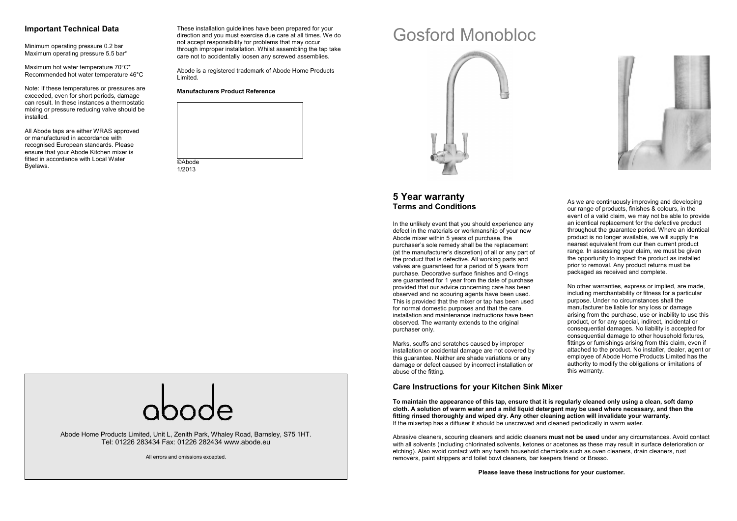## Important Technical Data

Minimum operating pressure 0.2 bar
Maximum operating pressure 5.5 bar*

Maximum hot water temperature 70°C*
Recommended hot water temperature 46°C

Note: If these temperatures or pressures are exceeded, even for short periods, damage can result. In these instances a thermostatic mixing or pressure reducing valve should be installed.

All Abode taps are either WRAS approved or manufactured in accordance with recognised European standards. Please ensure that your Abode Kitchen mixer is fitted in accordance with Local Water Byelaws.

These installation guidelines have been prepared for your direction and you must exercise due care at all times. We do not accept responsibility for problems that may occur through improper installation. Whilst assembling the tap take care not to accidentally loosen any screwed assemblies.

Abode is a registered trademark of Abode Home Products Limited.

**Manufacturers Product Reference**

©Abode
1/2013

abode

Abode Home Products Limited, Unit L, Zenith Park, Whaley Road, Barnsley, S75 1HT.
Tel: 01226 283434 Fax: 01226 282434 www.abode.eu

All errors and omissions excepted.

# Gosford Monobloc

## 5 Year warranty
### Terms and Conditions

In the unlikely event that you should experience any defect in the materials or workmanship of your new Abode mixer within 5 years of purchase, the purchaser's sole remedy shall be the replacement (at the manufacturer's discretion) of all or any part of the product that is defective. All working parts and valves are guaranteed for a period of 5 years from purchase. Decorative surface finishes and O-rings are guaranteed for 1 year from the date of purchase provided that our advice concerning care has been observed and no scouring agents have been used. This is provided that the mixer or tap has been used for normal domestic purposes and that the care, installation and maintenance instructions have been observed. The warranty extends to the original purchaser only.

Marks, scuffs and scratches caused by improper installation or accidental damage are not covered by this guarantee. Neither are shade variations or any damage or defect caused by incorrect installation or abuse of the fitting.

As we are continuously improving and developing our range of products, finishes & colours, in the event of a valid claim, we may not be able to provide an identical replacement for the defective product throughout the guarantee period. Where an identical product is no longer available, we will supply the nearest equivalent from our then current product range. In assessing your claim, we must be given the opportunity to inspect the product as installed prior to removal. Any product returns must be packaged as received and complete.

No other warranties, express or implied, are made, including merchantability or fitness for a particular purpose. Under no circumstances shall the manufacturer be liable for any loss or damage arising from the purchase, use or inability to use this product, or for any special, indirect, incidental or consequential damages. No liability is accepted for consequential damage to other household fixtures, fittings or furnishings arising from this claim, even if attached to the product. No installer, dealer, agent or employee of Abode Home Products Limited has the authority to modify the obligations or limitations of this warranty.

### Care Instructions for your Kitchen Sink Mixer

**To maintain the appearance of this tap, ensure that it is regularly cleaned only using a clean, soft damp cloth. A solution of warm water and a mild liquid detergent may be used where necessary, and then the fitting rinsed thoroughly and wiped dry. Any other cleaning action will invalidate your warranty.**
If the mixertap has a diffuser it should be unscrewed and cleaned periodically in warm water.

Abrasive cleaners, scouring cleaners and acidic cleaners **must not be used** under any circumstances. Avoid contact with all solvents (including chlorinated solvents, ketones or acetones as these may result in surface deterioration or etching). Also avoid contact with any harsh household chemicals such as oven cleaners, drain cleaners, rust removers, paint strippers and toilet bowl cleaners, bar keepers friend or Brasso.

**Please leave these instructions for your customer.**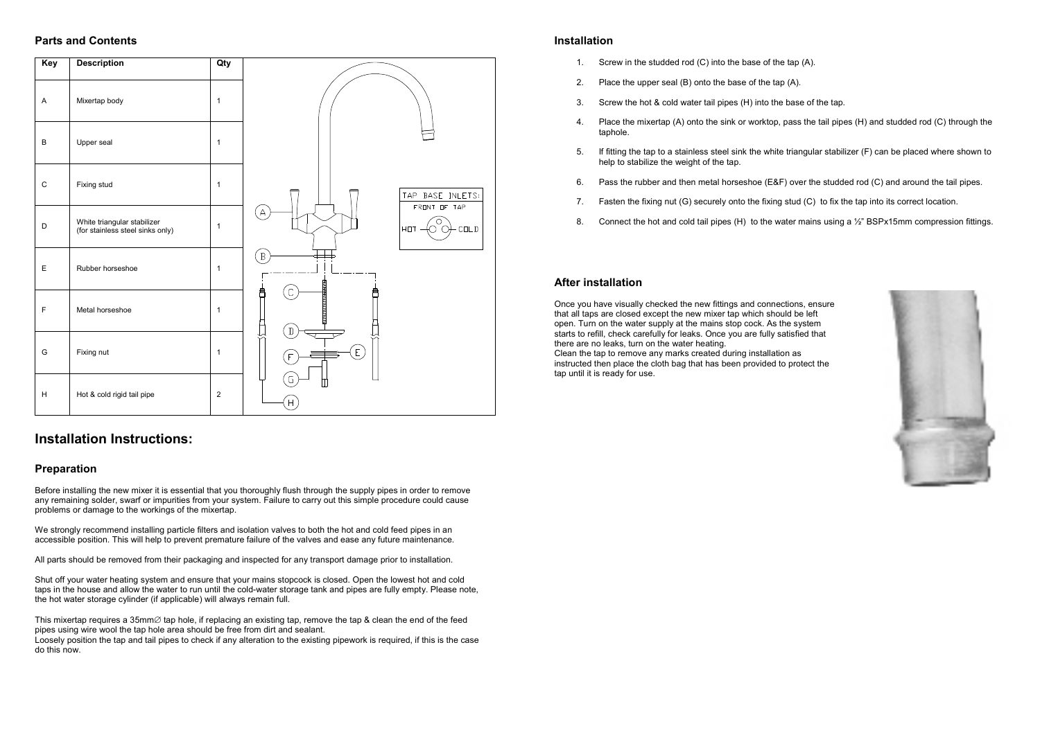## Parts and Contents

| Key | Description | Qty |
|---|---|---|
| A | Mixertap body | 1 |
| B | Upper seal | 1 |
| C | Fixing stud | 1 |
| D | White triangular stabilizer (for stainless steel sinks only) | 1 |
| E | Rubber horseshoe | 1 |
| F | Metal horseshoe | 1 |
| G | Fixing nut | 1 |
| H | Hot & cold rigid tail pipe | 2 |

TAP BASE INLETS:
FRONT OF TAP
HOT COLD

# Installation Instructions:

## Preparation

Before installing the new mixer it is essential that you thoroughly flush through the supply pipes in order to remove any remaining solder, swarf or impurities from your system. Failure to carry out this simple procedure could cause problems or damage to the workings of the mixertap.

We strongly recommend installing particle filters and isolation valves to both the hot and cold feed pipes in an accessible position. This will help to prevent premature failure of the valves and ease any future maintenance.

All parts should be removed from their packaging and inspected for any transport damage prior to installation.

Shut off your water heating system and ensure that your mains stopcock is closed. Open the lowest hot and cold taps in the house and allow the water to run until the cold-water storage tank and pipes are fully empty. Please note, the hot water storage cylinder (if applicable) will always remain full.

This mixertap requires a 35mm∅ tap hole, if replacing an existing tap, remove the tap & clean the end of the feed pipes using wire wool the tap hole area should be free from dirt and sealant.
Loosely position the tap and tail pipes to check if any alteration to the existing pipework is required, if this is the case do this now.

## Installation

1. Screw in the studded rod (C) into the base of the tap (A).
2. Place the upper seal (B) onto the base of the tap (A).
3. Screw the hot & cold water tail pipes (H) into the base of the tap.
4. Place the mixertap (A) onto the sink or worktop, pass the tail pipes (H) and studded rod (C) through the taphole.
5. If fitting the tap to a stainless steel sink the white triangular stabilizer (F) can be placed where shown to help to stabilize the weight of the tap.
6. Pass the rubber and then metal horseshoe (E&F) over the studded rod (C) and around the tail pipes.
7. Fasten the fixing nut (G) securely onto the fixing stud (C) to fix the tap into its correct location.
8. Connect the hot and cold tail pipes (H) to the water mains using a ½" BSPx15mm compression fittings.

## After installation

Once you have visually checked the new fittings and connections, ensure that all taps are closed except the new mixer tap which should be left open. Turn on the water supply at the mains stop cock. As the system starts to refill, check carefully for leaks. Once you are fully satisfied that there are no leaks, turn on the water heating.
Clean the tap to remove any marks created during installation as instructed then place the cloth bag that has been provided to protect the tap until it is ready for use.